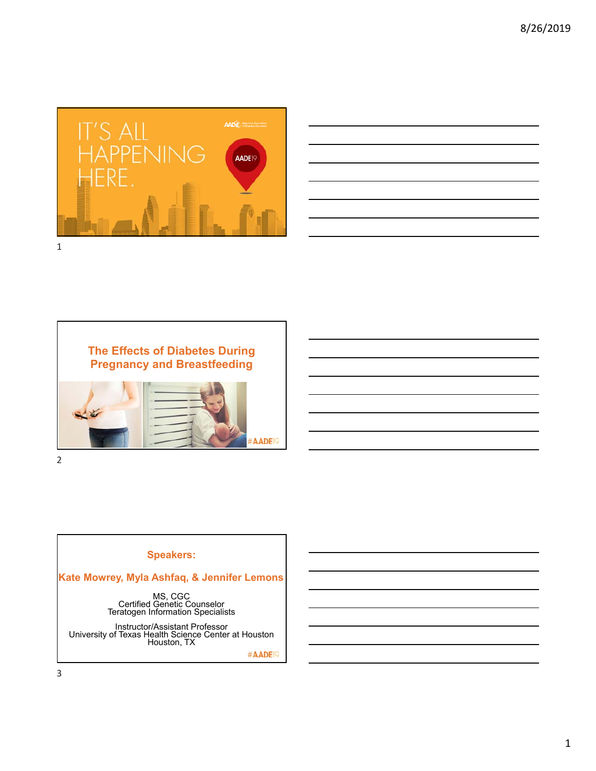IT'S ALL HAPPENING HERE.

AADE19

## The Effects of Diabetes During Pregnancy and Breastfeeding

#AADE19

## Speakers:

**Kate Mowrey, Myla Ashfaq, & Jennifer Lemons**

MS, CGC
Certified Genetic Counselor
Teratogen Information Specialists

Instructor/Assistant Professor
University of Texas Health Science Center at Houston
Houston, TX

#AADE19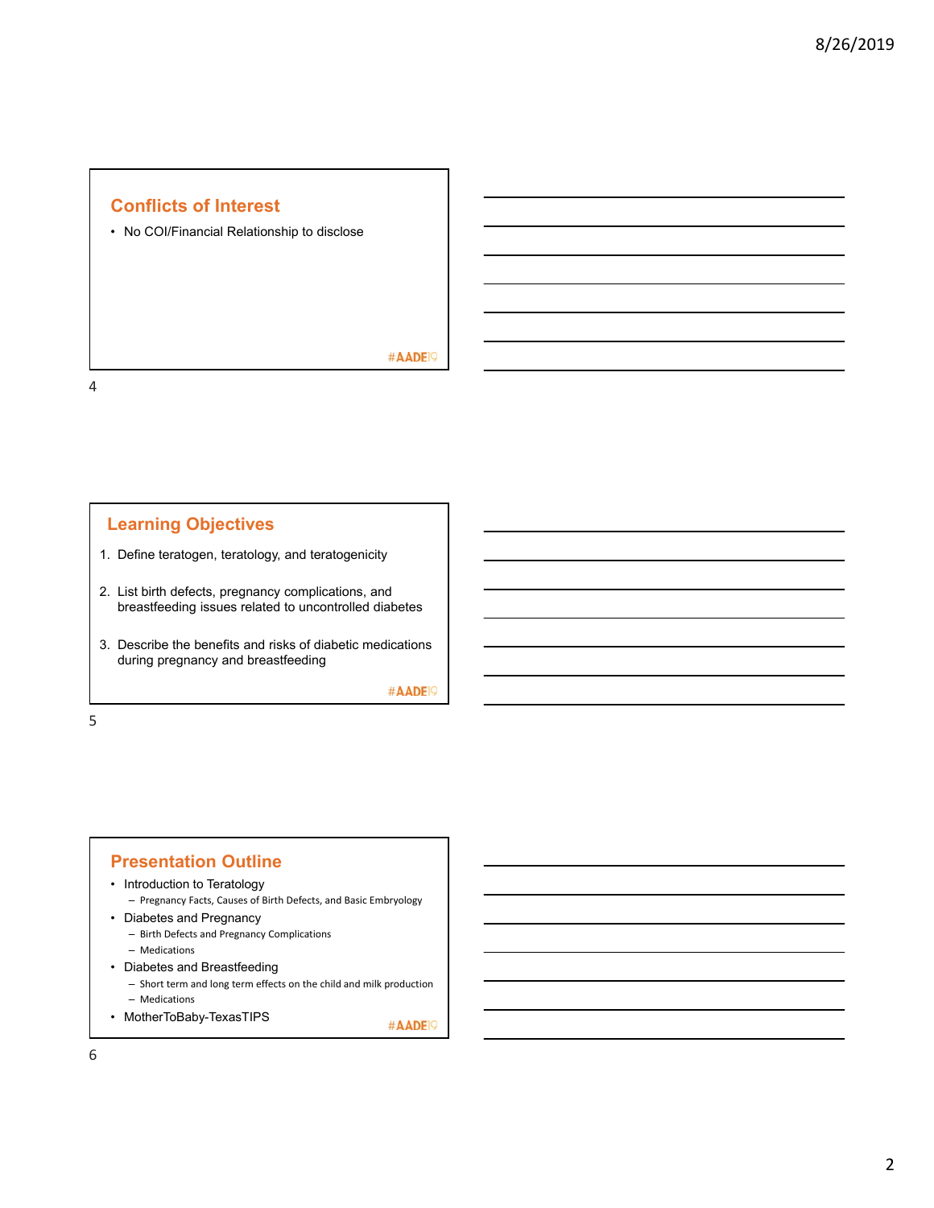## Conflicts of Interest

- No COI/Financial Relationship to disclose

#AADE19

## Learning Objectives

1. Define teratogen, teratology, and teratogenicity
2. List birth defects, pregnancy complications, and breastfeeding issues related to uncontrolled diabetes
3. Describe the benefits and risks of diabetic medications during pregnancy and breastfeeding

#AADE19

## Presentation Outline

- Introduction to Teratology
  - Pregnancy Facts, Causes of Birth Defects, and Basic Embryology
- Diabetes and Pregnancy
  - Birth Defects and Pregnancy Complications
  - Medications
- Diabetes and Breastfeeding
  - Short term and long term effects on the child and milk production
  - Medications
- MotherToBaby-TexasTIPS

#AADE19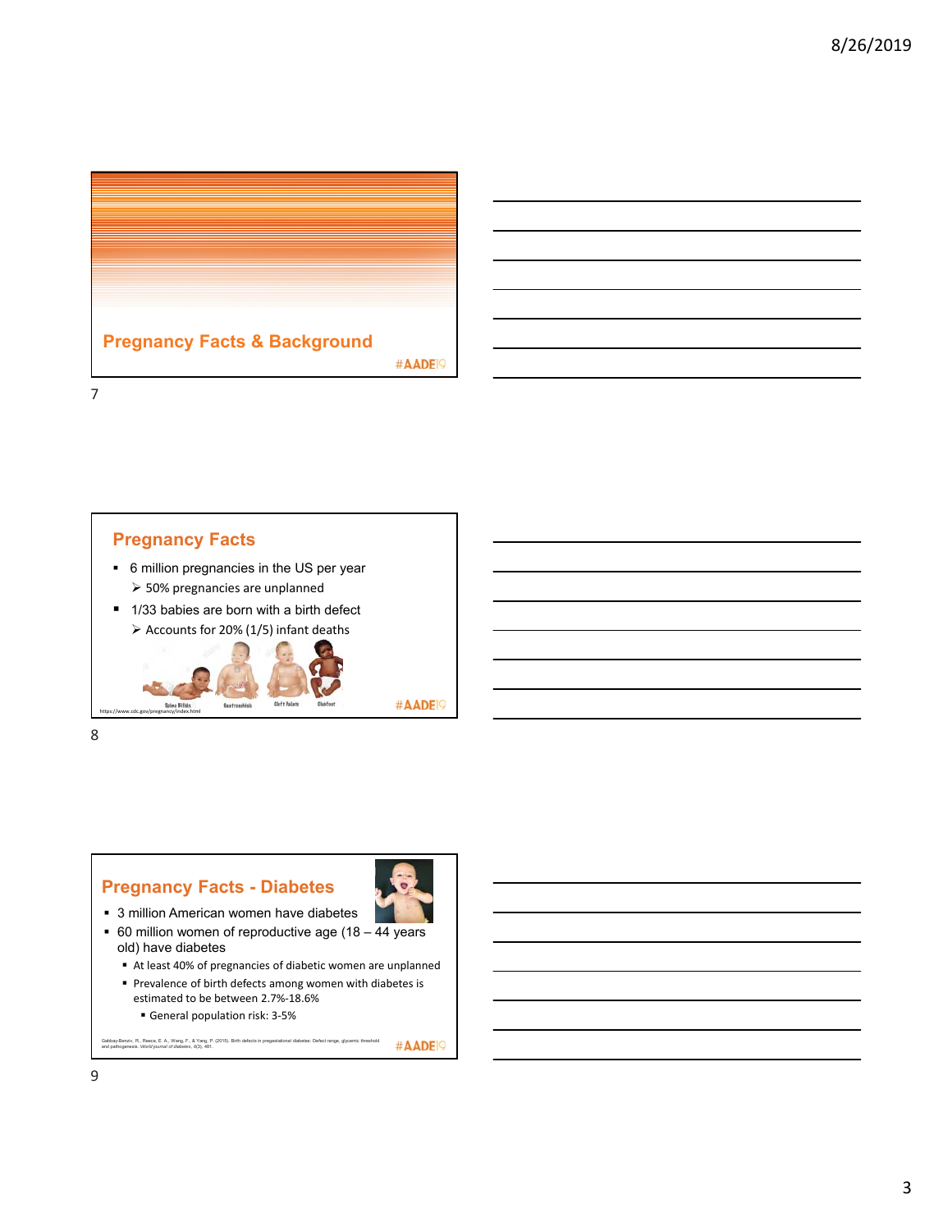## Pregnancy Facts & Background

#AADE19

## Pregnancy Facts

- 6 million pregnancies in the US per year
  - 50% pregnancies are unplanned
- 1/33 babies are born with a birth defect
  - Accounts for 20% (1/5) infant deaths

Spina Bifida Gastroschisis Cleft Palate Clubfoot

https://www.cdc.gov/pregnancy/index.html

#AADE19

## Pregnancy Facts - Diabetes

- 3 million American women have diabetes
- 60 million women of reproductive age (18 – 44 years old) have diabetes
  - At least 40% of pregnancies of diabetic women are unplanned
  - Prevalence of birth defects among women with diabetes is estimated to be between 2.7%-18.6%
    - General population risk: 3-5%

Gabbay-Benziv, R., Reece, E. A., Wang, F., & Yang, P. (2015). Birth defects in pregestational diabetes: Defect range, glycemic threshold and pathogenesis. *World journal of diabetes*, 6(3), 481.

#AADE19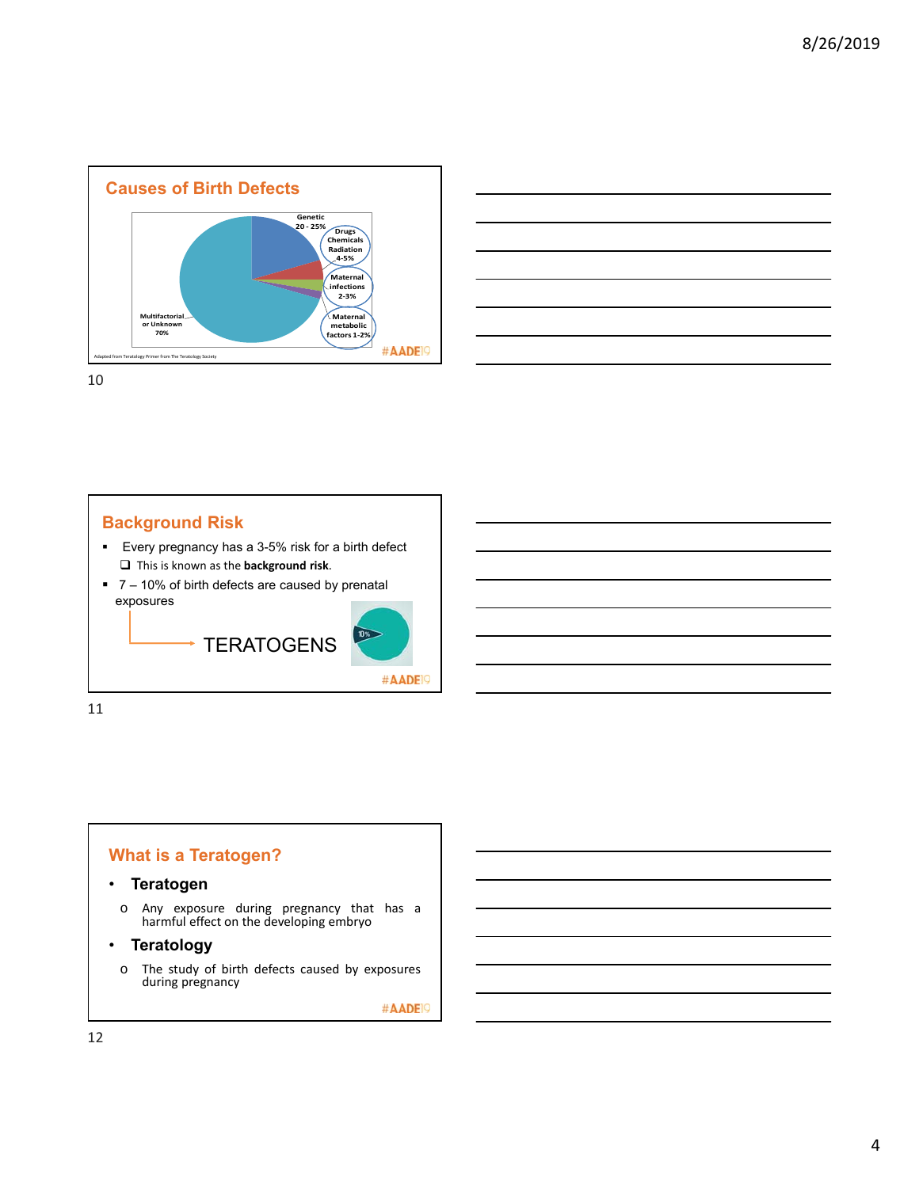## Causes of Birth Defects

Genetic 20 - 25%

Drugs Chemicals Radiation 4-5%

Maternal infections 2-3%

Maternal metabolic factors 1-2%

Multifactorial or Unknown 70%

Adapted from Teratology Primer from The Teratology Society

#AADE19

## Background Risk

- Every pregnancy has a 3-5% risk for a birth defect
  - This is known as the **background risk**.
- 7 – 10% of birth defects are caused by prenatal exposures

→ TERATOGENS

10%

#AADE19

## What is a Teratogen?

- **Teratogen**
  - Any exposure during pregnancy that has a harmful effect on the developing embryo
- **Teratology**
  - The study of birth defects caused by exposures during pregnancy

#AADE19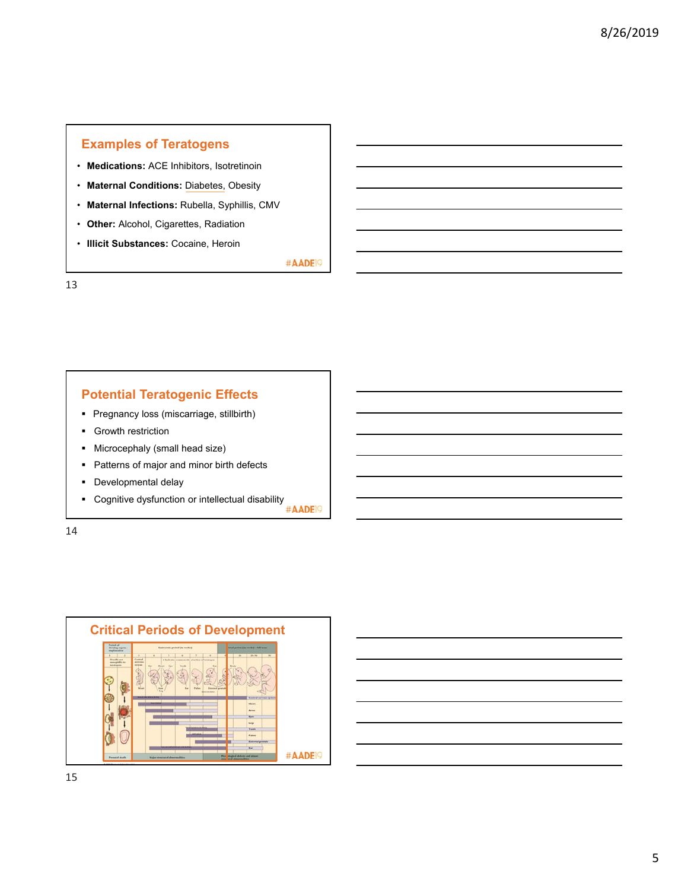## Examples of Teratogens

- **Medications:** ACE Inhibitors, Isotretinoin
- **Maternal Conditions:** Diabetes, Obesity
- **Maternal Infections:** Rubella, Syphillis, CMV
- **Other:** Alcohol, Cigarettes, Radiation
- **Illicit Substances:** Cocaine, Heroin

#AADE19

## Potential Teratogenic Effects

- Pregnancy loss (miscarriage, stillbirth)
- Growth restriction
- Microcephaly (small head size)
- Patterns of major and minor birth defects
- Developmental delay
- Cognitive dysfunction or intellectual disability

#AADE19

## Critical Periods of Development

#AADE19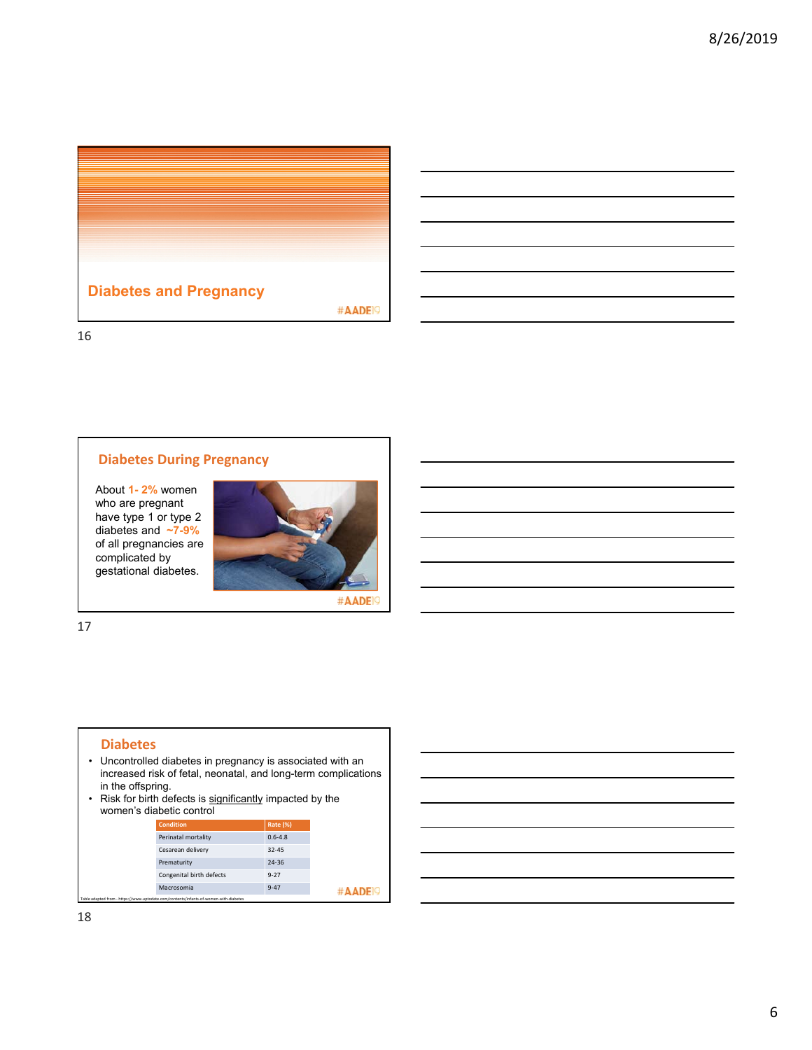## Diabetes and Pregnancy

#AADE19

## Diabetes During Pregnancy

About 1- 2% women who are pregnant have type 1 or type 2 diabetes and ~7-9% of all pregnancies are complicated by gestational diabetes.

#AADE19

## Diabetes

- Uncontrolled diabetes in pregnancy is associated with an increased risk of fetal, neonatal, and long-term complications in the offspring.
- Risk for birth defects is significantly impacted by the women's diabetic control

| Condition | Rate (%) |
|---|---|
| Perinatal mortality | 0.6-4.8 |
| Cesarean delivery | 32-45 |
| Prematurity | 24-36 |
| Congenital birth defects | 9-27 |
| Macrosomia | 9-47 |

Table adapted from - https://www.uptodate.com/contents/infants-of-women-with-diabetes

#AADE19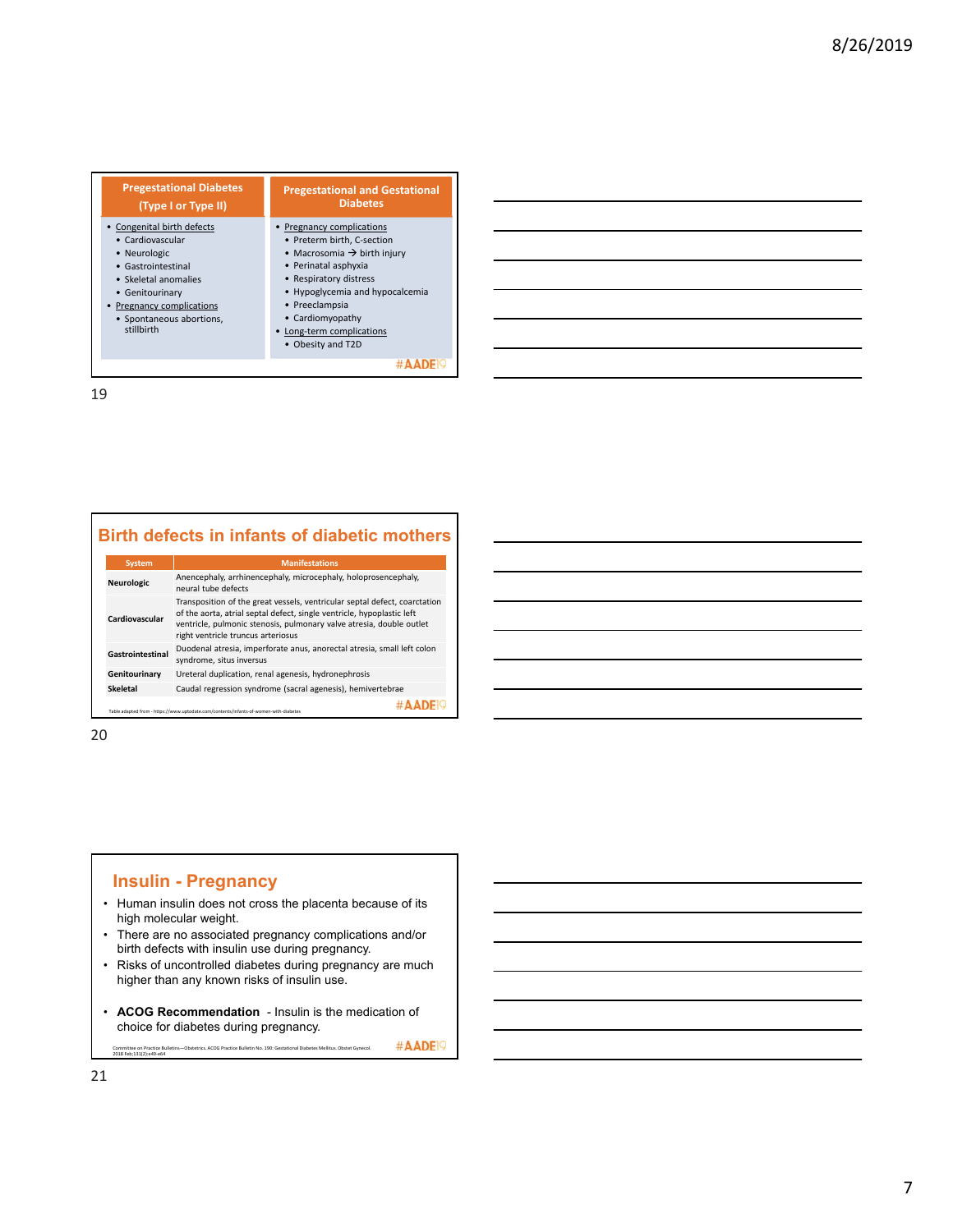| Pregestational Diabetes (Type I or Type II) | Pregestational and Gestational Diabetes |
|---|---|
| • Congenital birth defects<br>• Cardiovascular<br>• Neurologic<br>• Gastrointestinal<br>• Skeletal anomalies<br>• Genitourinary<br>• Pregnancy complications<br>• Spontaneous abortions, stillbirth | • Pregnancy complications<br>• Preterm birth, C-section<br>• Macrosomia → birth injury<br>• Perinatal asphyxia<br>• Respiratory distress<br>• Hypoglycemia and hypocalcemia<br>• Preeclampsia<br>• Cardiomyopathy<br>• Long-term complications<br>• Obesity and T2D |

#AADE19

## Birth defects in infants of diabetic mothers

| System | Manifestations |
|---|---|
| **Neurologic** | Anencephaly, arrhinencephaly, microcephaly, holoprosencephaly, neural tube defects |
| **Cardiovascular** | Transposition of the great vessels, ventricular septal defect, coarctation of the aorta, atrial septal defect, single ventricle, hypoplastic left ventricle, pulmonic stenosis, pulmonary valve atresia, double outlet right ventricle truncus arteriosus |
| **Gastrointestinal** | Duodenal atresia, imperforate anus, anorectal atresia, small left colon syndrome, situs inversus |
| **Genitourinary** | Ureteral duplication, renal agenesis, hydronephrosis |
| **Skeletal** | Caudal regression syndrome (sacral agenesis), hemivertebrae |

Table adapted from - https://www.uptodate.com/contents/infants-of-women-with-diabetes

#AADE19

## Insulin - Pregnancy

- Human insulin does not cross the placenta because of its high molecular weight.
- There are no associated pregnancy complications and/or birth defects with insulin use during pregnancy.
- Risks of uncontrolled diabetes during pregnancy are much higher than any known risks of insulin use.
- **ACOG Recommendation** - Insulin is the medication of choice for diabetes during pregnancy.

Committee on Practice Bulletins—Obstetrics. ACOG Practice Bulletin No. 190: Gestational Diabetes Mellitus. Obstet Gynecol. 2018 Feb;131(2):e49-e64

#AADE19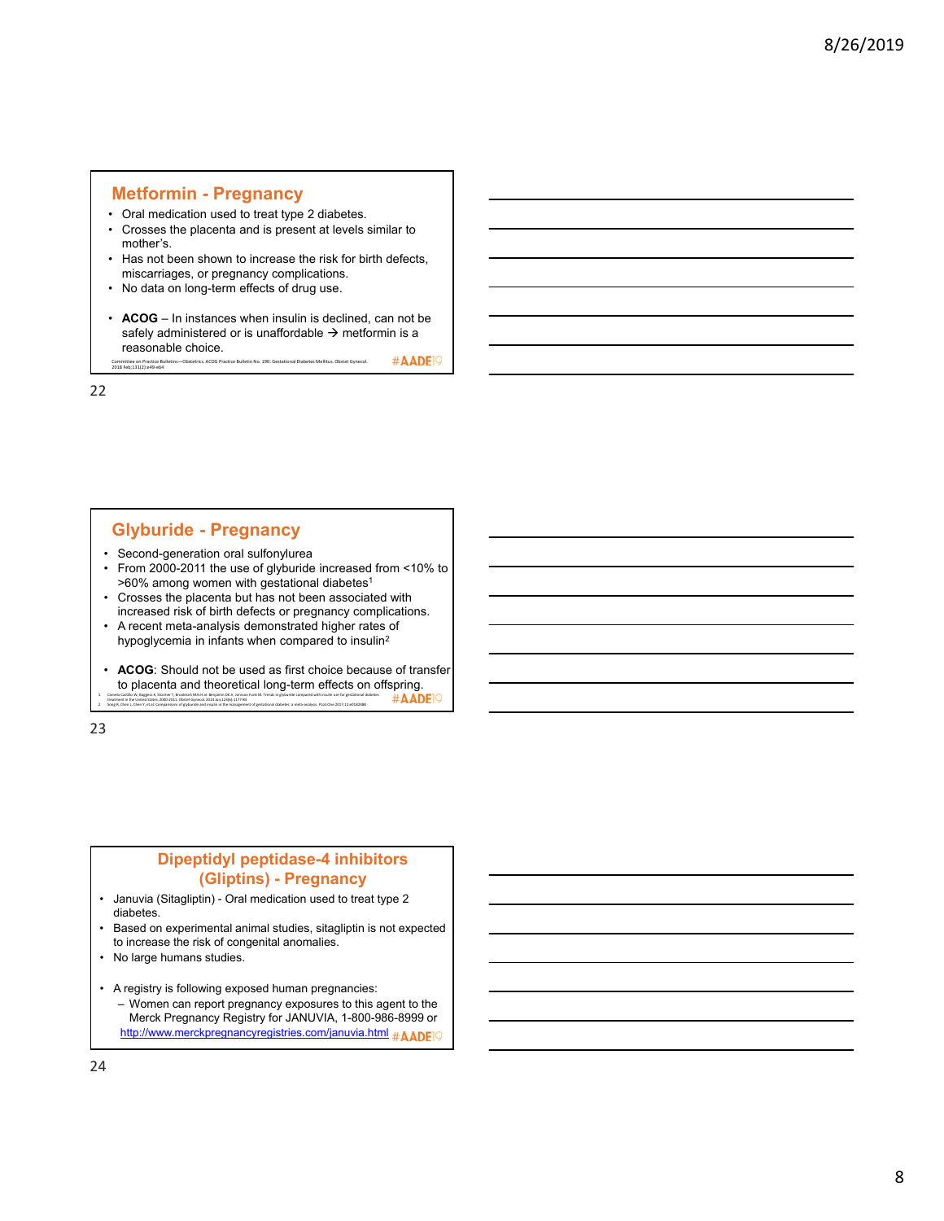## Metformin - Pregnancy

- Oral medication used to treat type 2 diabetes.
- Crosses the placenta and is present at levels similar to mother's.
- Has not been shown to increase the risk for birth defects, miscarriages, or pregnancy complications.
- No data on long-term effects of drug use.

- **ACOG** – In instances when insulin is declined, can not be safely administered or is unaffordable → metformin is a reasonable choice.

Committee on Practice Bulletins—Obstetrics. ACOG Practice Bulletin No. 190: Gestational Diabetes Mellitus. Obstet Gynecol. 2018 Feb;131(2):e49-e64

#AADE19

## Glyburide - Pregnancy

- Second-generation oral sulfonylurea
- From 2000-2011 the use of glyburide increased from <10% to >60% among women with gestational diabetes[1]
- Crosses the placenta but has not been associated with increased risk of birth defects or pregnancy complications.
- A recent meta-analysis demonstrated higher rates of hypoglycemia in infants when compared to insulin[2]

- **ACOG**: Should not be used as first choice because of transfer to placenta and theoretical long-term effects on offspring.

1. Camelo Castillo W, Boggess K, Stürmer T, Brookhart MA et al, Benjamin DK Jr, Jonsson Funk M. Trends in glyburide compared with insulin use for gestational diabetes treatment in the United States, 2000-2011. Obstet Gynecol. 2014 Jun;123(6):1177-84
2. Song R, Chen L, Chen Y, et al. Comparisons of glyburide and insulin in the management of gestational diabetes: a meta-analysis. PLoS One 2017;12:e0182488

#AADE19

## Dipeptidyl peptidase-4 inhibitors (Gliptins) - Pregnancy

- Januvia (Sitagliptin) - Oral medication used to treat type 2 diabetes.
- Based on experimental animal studies, sitagliptin is not expected to increase the risk of congenital anomalies.
- No large humans studies.

- A registry is following exposed human pregnancies:
  - Women can report pregnancy exposures to this agent to the Merck Pregnancy Registry for JANUVIA, 1-800-986-8999 or http://www.merckpregnancyregistries.com/januvia.html

#AADE19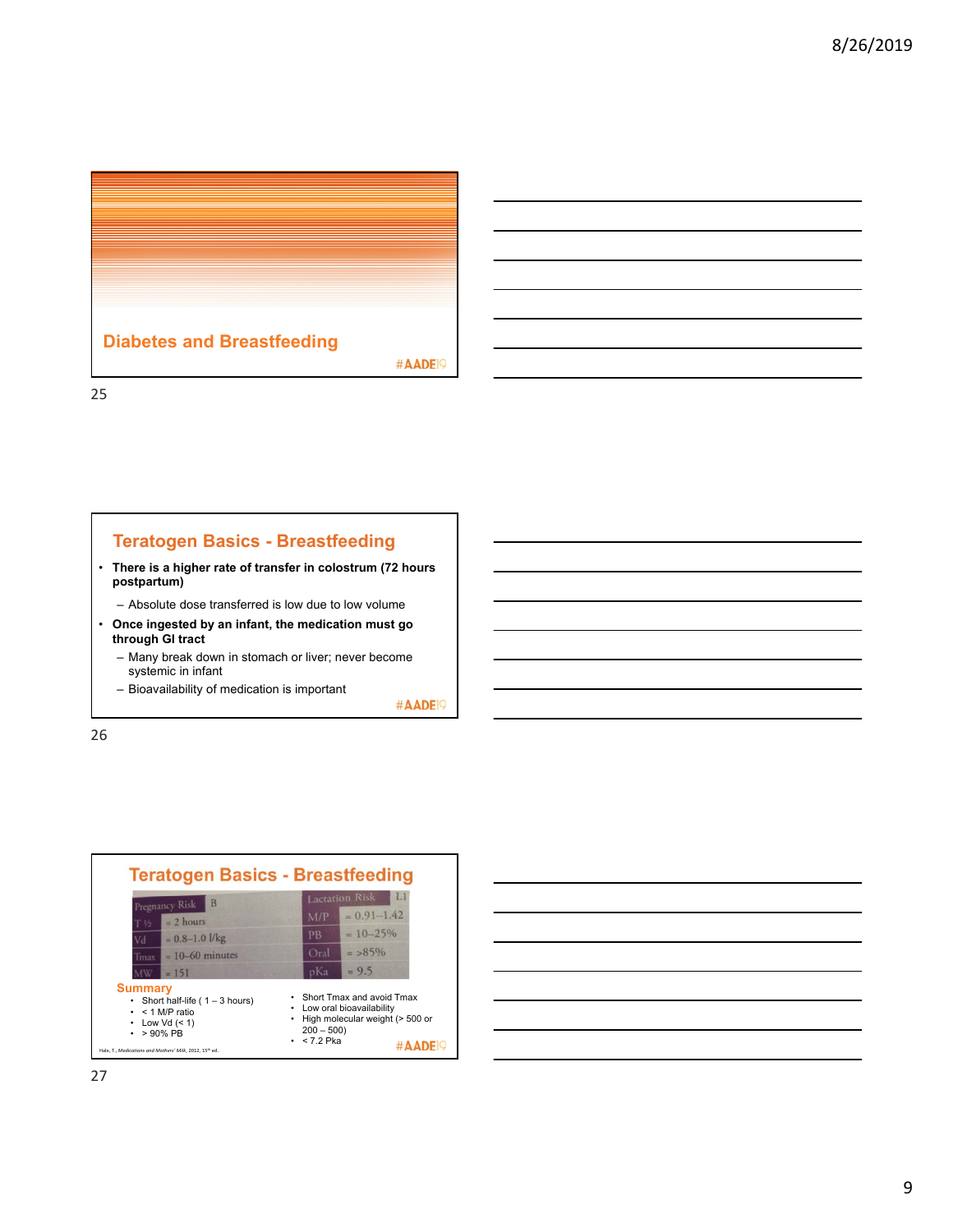## Diabetes and Breastfeeding

#AADE19

## Teratogen Basics - Breastfeeding

- **There is a higher rate of transfer in colostrum (72 hours postpartum)**
  - Absolute dose transferred is low due to low volume
- **Once ingested by an infant, the medication must go through GI tract**
  - Many break down in stomach or liver; never become systemic in infant
  - Bioavailability of medication is important

#AADE19

## Teratogen Basics - Breastfeeding

| Pregnancy Risk | B | Lactation Risk | L1 |
|---|---|---|---|
| T ½ | = 2 hours | M/P | = 0.91–1.42 |
| Vd | = 0.8–1.0 l/kg | PB | = 10–25% |
| Tmax | = 10–60 minutes | Oral | = >85% |
| MW | = 151 | pKa | = 9.5 |

**Summary**

- Short half-life ( 1 – 3 hours)
- < 1 M/P ratio
- Low Vd (< 1)
- > 90% PB
- Short Tmax and avoid Tmax
- Low oral bioavailability
- High molecular weight (> 500 or 200 – 500)
- < 7.2 Pka

Hale, T., *Medications and Mothers' Milk*, 2012, 15th ed.

#AADE19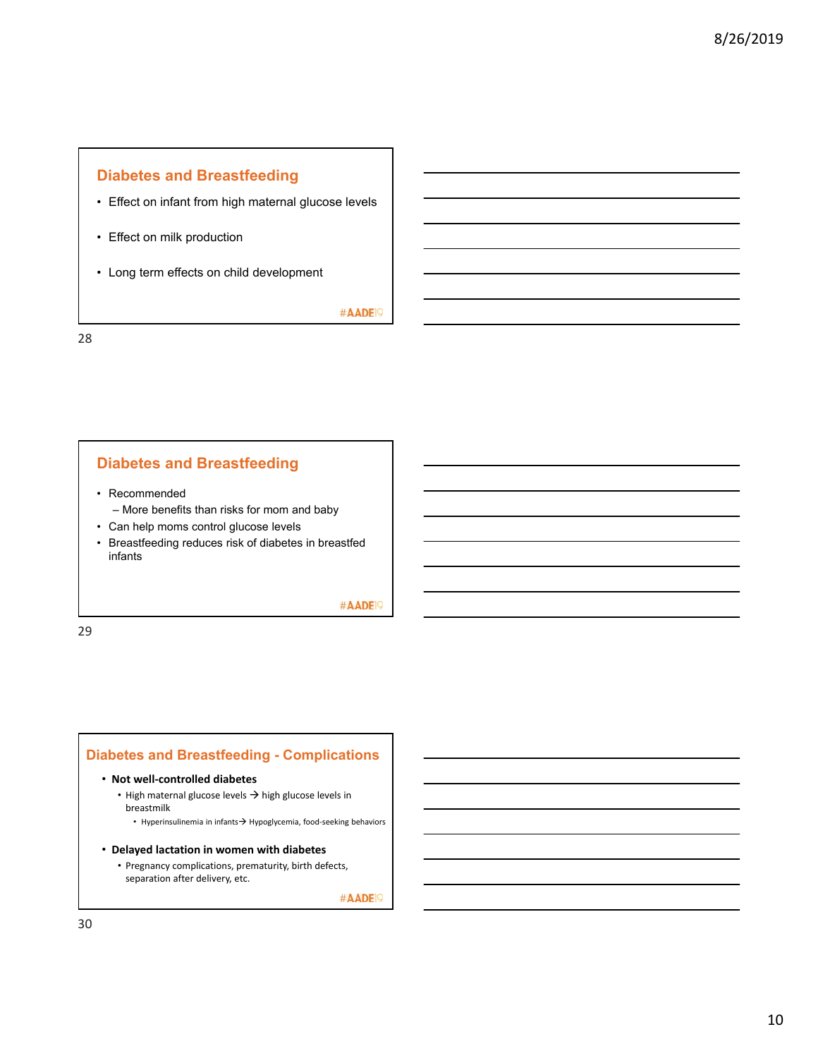## Diabetes and Breastfeeding

- Effect on infant from high maternal glucose levels
- Effect on milk production
- Long term effects on child development

#AADE19

## Diabetes and Breastfeeding

- Recommended
  - More benefits than risks for mom and baby
- Can help moms control glucose levels
- Breastfeeding reduces risk of diabetes in breastfed infants

#AADE19

## Diabetes and Breastfeeding - Complications

- **Not well-controlled diabetes**
  - High maternal glucose levels → high glucose levels in breastmilk
    - Hyperinsulinemia in infants→ Hypoglycemia, food-seeking behaviors
- **Delayed lactation in women with diabetes**
  - Pregnancy complications, prematurity, birth defects, separation after delivery, etc.

#AADE19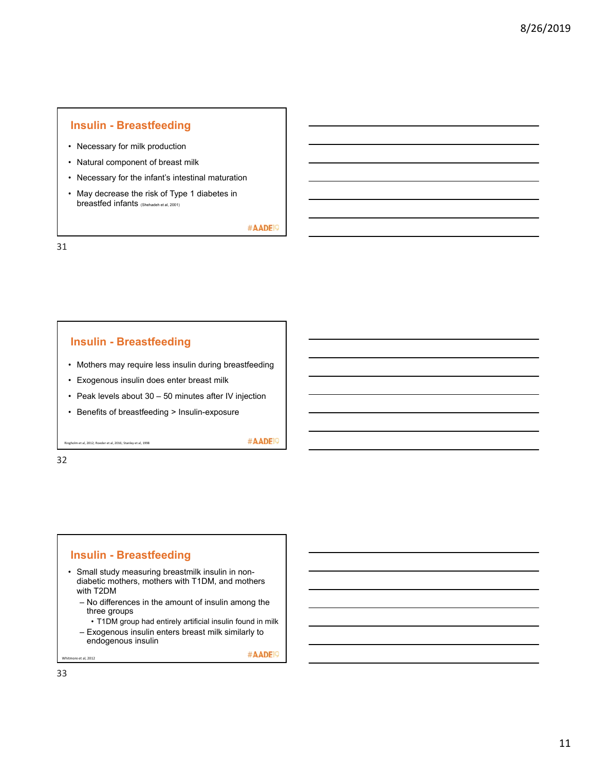## Insulin - Breastfeeding

- Necessary for milk production
- Natural component of breast milk
- Necessary for the infant's intestinal maturation
- May decrease the risk of Type 1 diabetes in breastfed infants (Shehadeh et al, 2001)

#AADE19

## Insulin - Breastfeeding

- Mothers may require less insulin during breastfeeding
- Exogenous insulin does enter breast milk
- Peak levels about 30 – 50 minutes after IV injection
- Benefits of breastfeeding > Insulin-exposure

Ringholm et al, 2012; Roeder et al, 2016; Stanley et al, 1998

#AADE19

## Insulin - Breastfeeding

- Small study measuring breastmilk insulin in non-diabetic mothers, mothers with T1DM, and mothers with T2DM
  - No differences in the amount of insulin among the three groups
    - T1DM group had entirely artificial insulin found in milk
  - Exogenous insulin enters breast milk similarly to endogenous insulin

Whitmore et al, 2012

#AADE19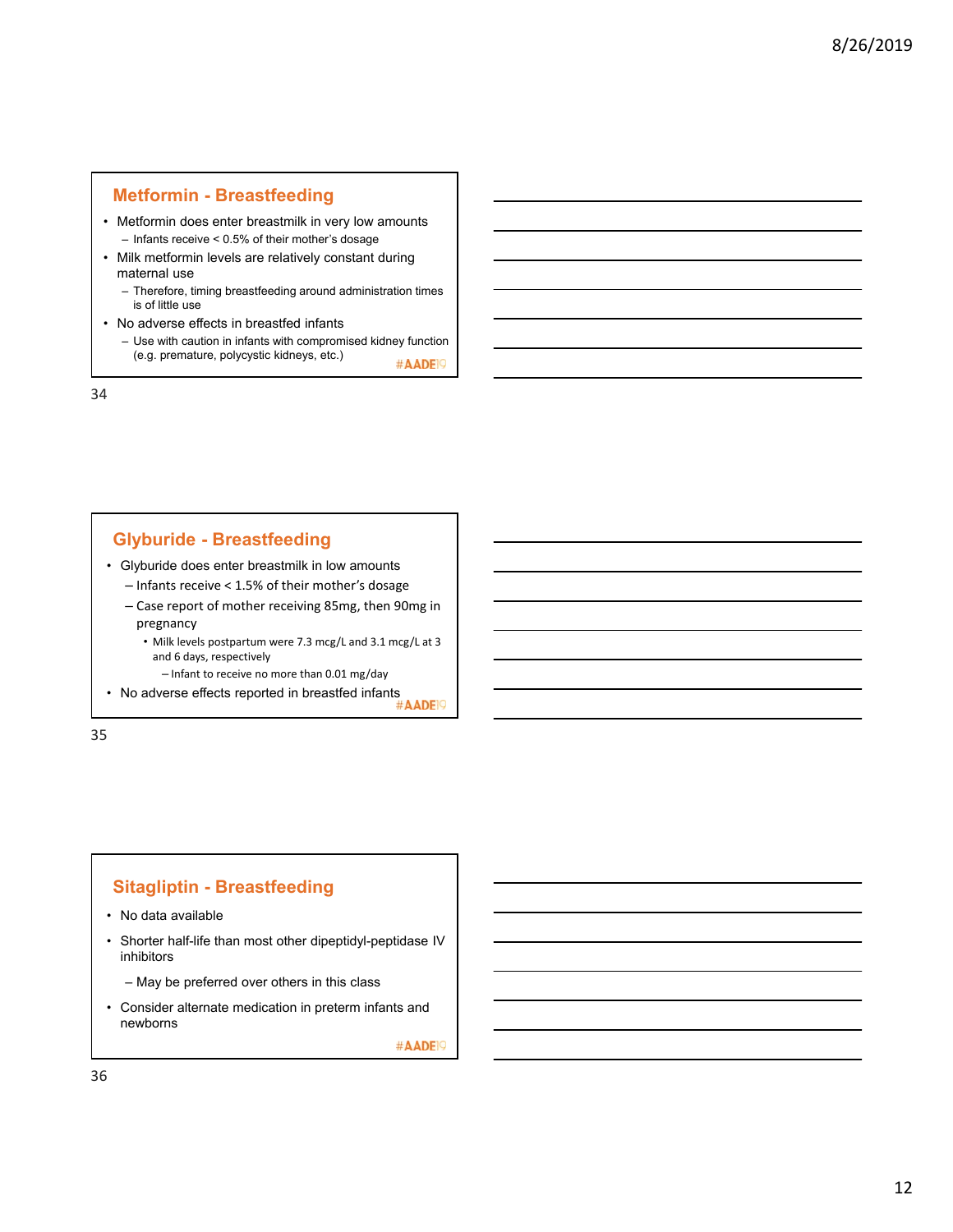## Metformin - Breastfeeding

- Metformin does enter breastmilk in very low amounts
  - Infants receive < 0.5% of their mother's dosage
- Milk metformin levels are relatively constant during maternal use
  - Therefore, timing breastfeeding around administration times is of little use
- No adverse effects in breastfed infants
  - Use with caution in infants with compromised kidney function (e.g. premature, polycystic kidneys, etc.)

#AADE19

## Glyburide - Breastfeeding

- Glyburide does enter breastmilk in low amounts
  - Infants receive < 1.5% of their mother's dosage
  - Case report of mother receiving 85mg, then 90mg in pregnancy
    - Milk levels postpartum were 7.3 mcg/L and 3.1 mcg/L at 3 and 6 days, respectively
      - Infant to receive no more than 0.01 mg/day
- No adverse effects reported in breastfed infants

#AADE19

## Sitagliptin - Breastfeeding

- No data available
- Shorter half-life than most other dipeptidyl-peptidase IV inhibitors
  - May be preferred over others in this class
- Consider alternate medication in preterm infants and newborns

#AADE19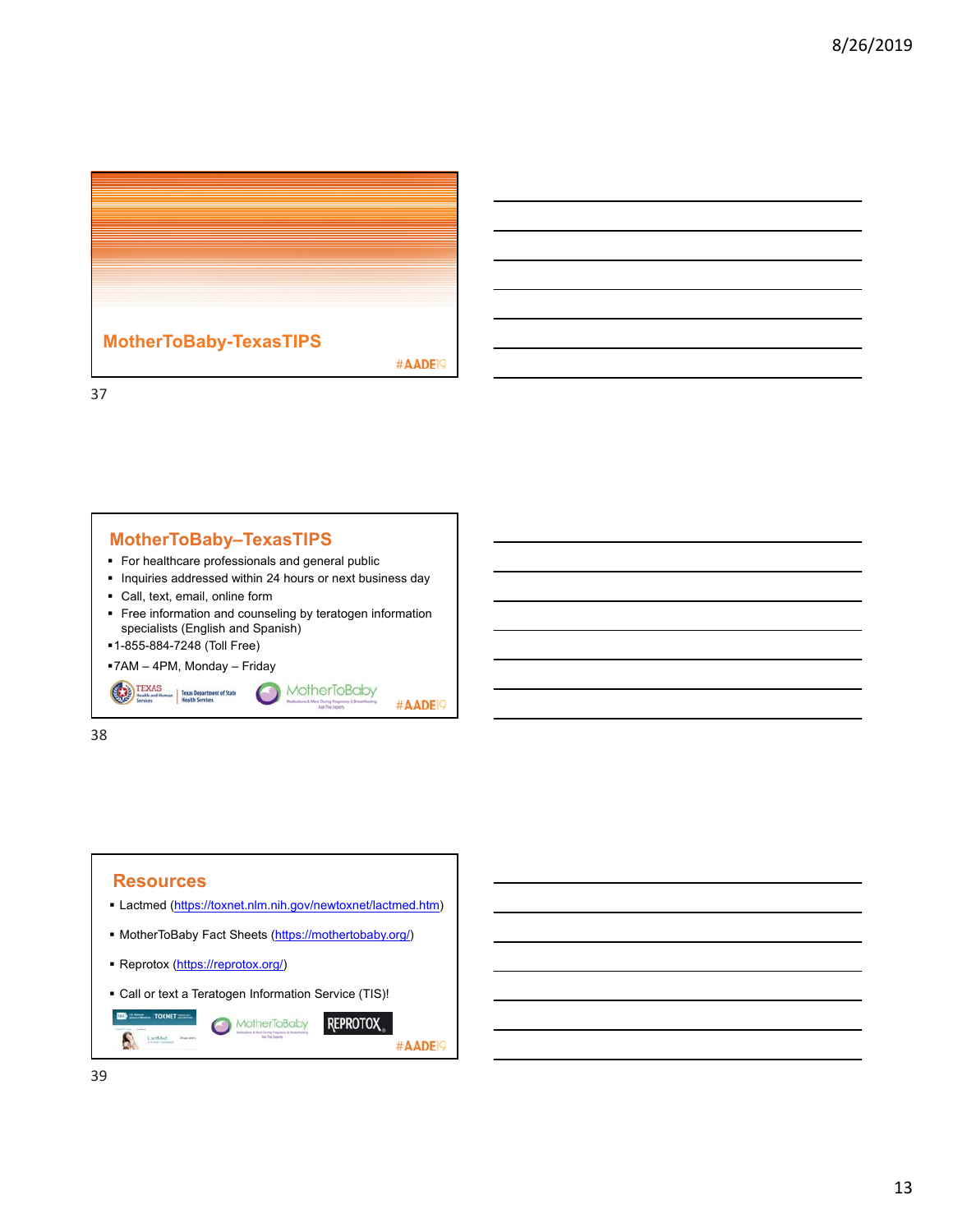## MotherToBaby-TexasTIPS

#AADE19

## MotherToBaby–TexasTIPS

- For healthcare professionals and general public
- Inquiries addressed within 24 hours or next business day
- Call, text, email, online form
- Free information and counseling by teratogen information specialists (English and Spanish)
- 1-855-884-7248 (Toll Free)
- 7AM – 4PM, Monday – Friday

#AADE19

## Resources

- Lactmed (https://toxnet.nlm.nih.gov/newtoxnet/lactmed.htm)
- MotherToBaby Fact Sheets (https://mothertobaby.org/)
- Reprotox (https://reprotox.org/)
- Call or text a Teratogen Information Service (TIS)!

#AADE19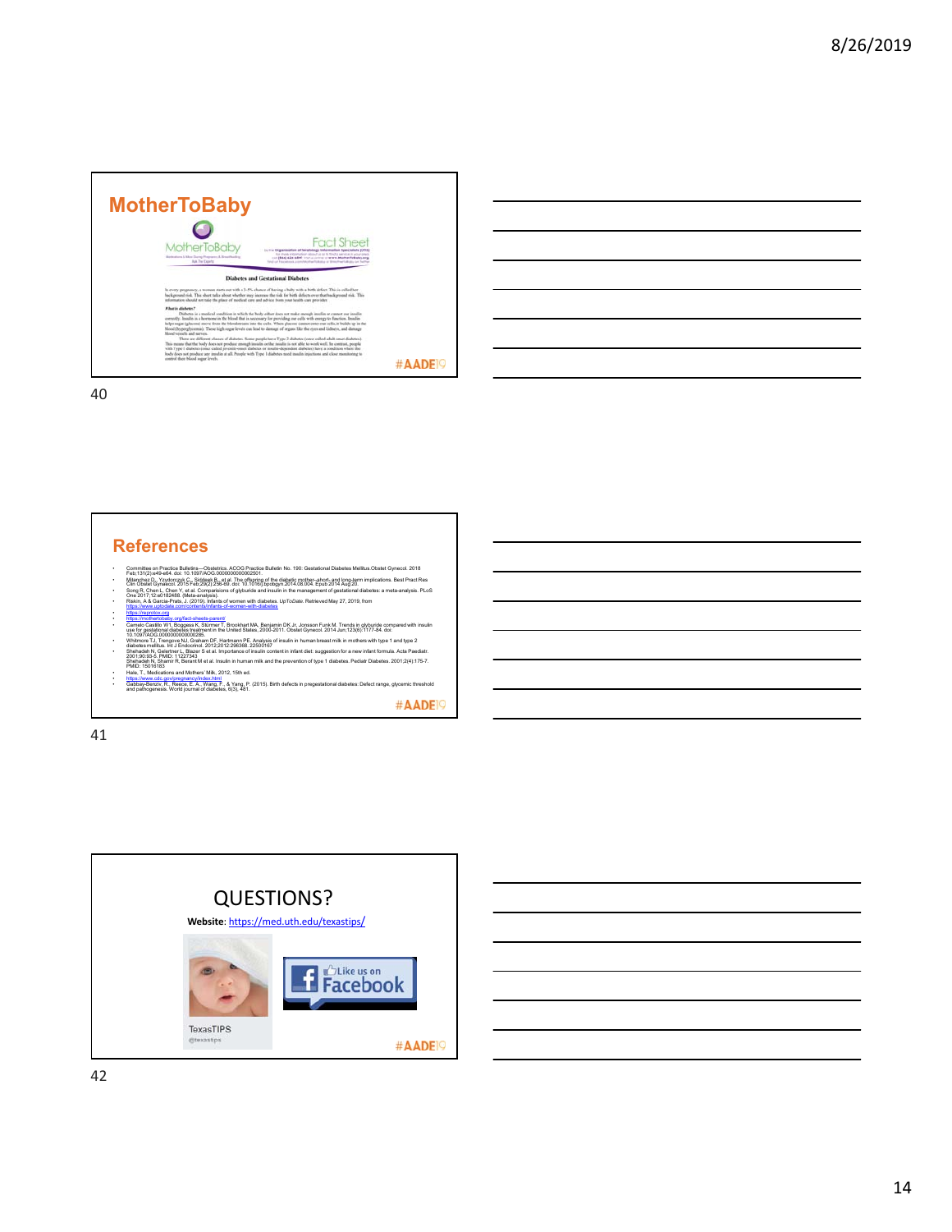## MotherToBaby

MotherToBaby

Fact Sheet

**Diabetes and Gestational Diabetes**

#AADE19

## References

- Committee on Practice Bulletins—Obstetrics. ACOG Practice Bulletin No. 190: Gestational Diabetes Mellitus.Obstet Gynecol. 2018 Feb;131(2):e49-e64. doi: 10.1097/AOG.0000000000002501.
- Mitanchez D., Yzydorczyk C., Siddeek B., et al. The offspring of the diabetic mother--short- and long-term implications. Best Pract Res Clin Obstet Gynaecol. 2015 Feb;29(2):256-69. doi: 10.1016/j.bpobgyn.2014.08.004. Epub 2014 Aug 20.
- Song R, Chen L, Chen Y, et al. Comparisons of glyburide and insulin in the management of gestational diabetes: a meta-analysis. PLoS One 2017;12:e0182488. (Meta-analysis).
- Riskin, A & Garcia-Prats, J. (2019). Infants of women with diabetes. *UpToDate*. Retrieved May 27, 2019, from https://www.uptodate.com/contents/infants-of-women-with-diabetes
- https://reprotox.org
- https://mothertobaby.org/fact-sheets-parent/
- Camelo Castillo W1, Boggess K, Stürmer T, Brookhart MA, Benjamin DK Jr, Jonsson Funk M. Trends in glyburide compared with insulin use for gestational diabetes treatment in the United States, 2000-2011. Obstet Gynecol. 2014 Jun;123(6):1177-84. doi: 10.1097/AOG.0000000000000285.
- Whitmore TJ, Trengove NJ, Graham DF, Hartmann PE. Analysis of insulin in human breast milk in mothers with type 1 and type 2 diabetes mellitus. Int J Endocrinol. 2012;2012:296368. 22500167
- Shehadeh N, Gelertner L, Blazer S et al. Importance of insulin content in infant diet: suggestion for a new infant formula. Acta Paediatr. 2001;90:93-5. PMID: 11227343
  Shehadeh N, Shamir R, Berant M et al. Insulin in human milk and the prevention of type 1 diabetes. Pediatr Diabetes. 2001;2(4):175-7. PMID: 15016183
- Hale, T., Medications and Mothers' Milk, 2012, 15th ed.
- https://www.cdc.gov/pregnancy/index.html
- Gabbay-Benziv, R., Reece, E. A., Wang, F., & Yang, P. (2015). Birth defects in pregestational diabetes: Defect range, glycemic threshold and pathogenesis. World journal of diabetes, 6(3), 481.

#AADE19

## QUESTIONS?

**Website**: https://med.uth.edu/texastips/

TexasTIPS
@texastips

Like us on Facebook

#AADE19